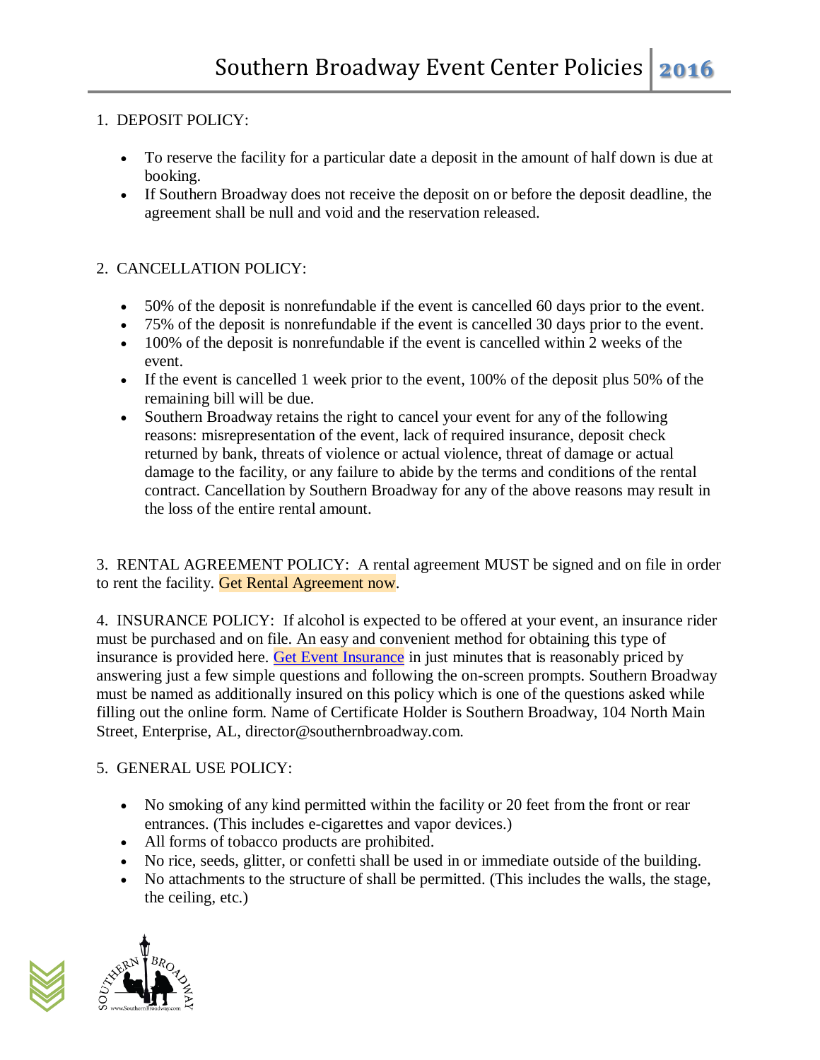# Southern Broadway Event Center Policies 2016

1. DEPOSIT POLICY:

- To reserve the facility for a particular date a deposit in the amount of half down is due at booking.
- If Southern Broadway does not receive the deposit on or before the deposit deadline, the agreement shall be null and void and the reservation released.

2. CANCELLATION POLICY:

- 50% of the deposit is nonrefundable if the event is cancelled 60 days prior to the event.
- 75% of the deposit is nonrefundable if the event is cancelled 30 days prior to the event.
- 100% of the deposit is nonrefundable if the event is cancelled within 2 weeks of the event.
- If the event is cancelled 1 week prior to the event, 100% of the deposit plus 50% of the remaining bill will be due.
- Southern Broadway retains the right to cancel your event for any of the following reasons: misrepresentation of the event, lack of required insurance, deposit check returned by bank, threats of violence or actual violence, threat of damage or actual damage to the facility, or any failure to abide by the terms and conditions of the rental contract. Cancellation by Southern Broadway for any of the above reasons may result in the loss of the entire rental amount.

3. RENTAL AGREEMENT POLICY: A rental agreement MUST be signed and on file in order to rent the facility. Get Rental Agreement now.

4. INSURANCE POLICY: If alcohol is expected to be offered at your event, an insurance rider must be purchased and on file. An easy and convenient method for obtaining this type of insurance is provided here. Get Event Insurance in just minutes that is reasonably priced by answering just a few simple questions and following the on-screen prompts. Southern Broadway must be named as additionally insured on this policy which is one of the questions asked while filling out the online form. Name of Certificate Holder is Southern Broadway, 104 North Main Street, Enterprise, AL, director@southernbroadway.com.

5. GENERAL USE POLICY:

- No smoking of any kind permitted within the facility or 20 feet from the front or rear entrances. (This includes e-cigarettes and vapor devices.)
- All forms of tobacco products are prohibited.
- No rice, seeds, glitter, or confetti shall be used in or immediate outside of the building.
- No attachments to the structure of shall be permitted. (This includes the walls, the stage, the ceiling, etc.)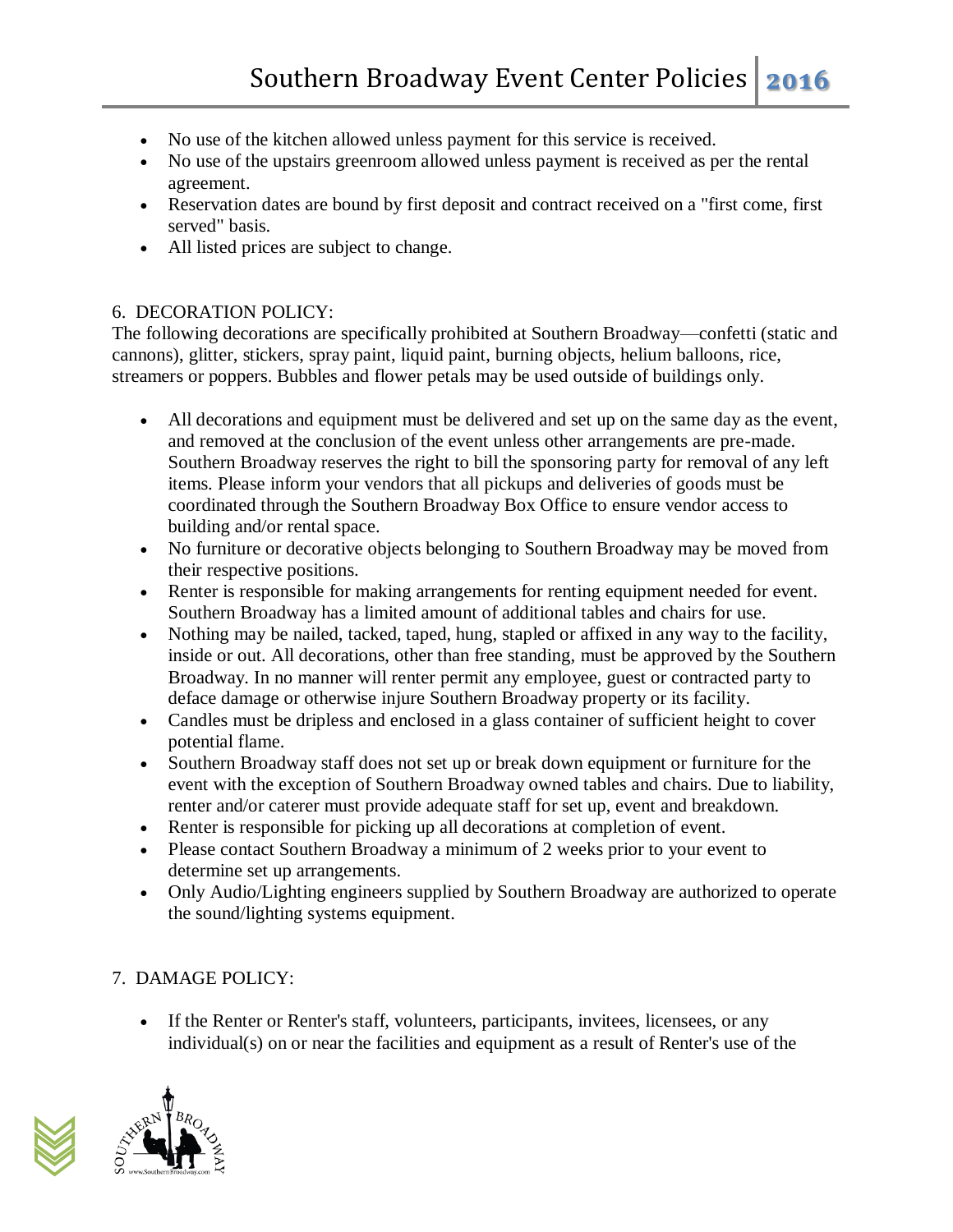- No use of the kitchen allowed unless payment for this service is received.
- No use of the upstairs greenroom allowed unless payment is received as per the rental agreement.
- Reservation dates are bound by first deposit and contract received on a "first come, first served" basis.
- All listed prices are subject to change.

6. DECORATION POLICY:

The following decorations are specifically prohibited at Southern Broadway—confetti (static and cannons), glitter, stickers, spray paint, liquid paint, burning objects, helium balloons, rice, streamers or poppers. Bubbles and flower petals may be used outside of buildings only.

- All decorations and equipment must be delivered and set up on the same day as the event, and removed at the conclusion of the event unless other arrangements are pre-made. Southern Broadway reserves the right to bill the sponsoring party for removal of any left items. Please inform your vendors that all pickups and deliveries of goods must be coordinated through the Southern Broadway Box Office to ensure vendor access to building and/or rental space.
- No furniture or decorative objects belonging to Southern Broadway may be moved from their respective positions.
- Renter is responsible for making arrangements for renting equipment needed for event. Southern Broadway has a limited amount of additional tables and chairs for use.
- Nothing may be nailed, tacked, taped, hung, stapled or affixed in any way to the facility, inside or out. All decorations, other than free standing, must be approved by the Southern Broadway. In no manner will renter permit any employee, guest or contracted party to deface damage or otherwise injure Southern Broadway property or its facility.
- Candles must be dripless and enclosed in a glass container of sufficient height to cover potential flame.
- Southern Broadway staff does not set up or break down equipment or furniture for the event with the exception of Southern Broadway owned tables and chairs. Due to liability, renter and/or caterer must provide adequate staff for set up, event and breakdown.
- Renter is responsible for picking up all decorations at completion of event.
- Please contact Southern Broadway a minimum of 2 weeks prior to your event to determine set up arrangements.
- Only Audio/Lighting engineers supplied by Southern Broadway are authorized to operate the sound/lighting systems equipment.

7. DAMAGE POLICY:

- If the Renter or Renter's staff, volunteers, participants, invitees, licensees, or any individual(s) on or near the facilities and equipment as a result of Renter's use of the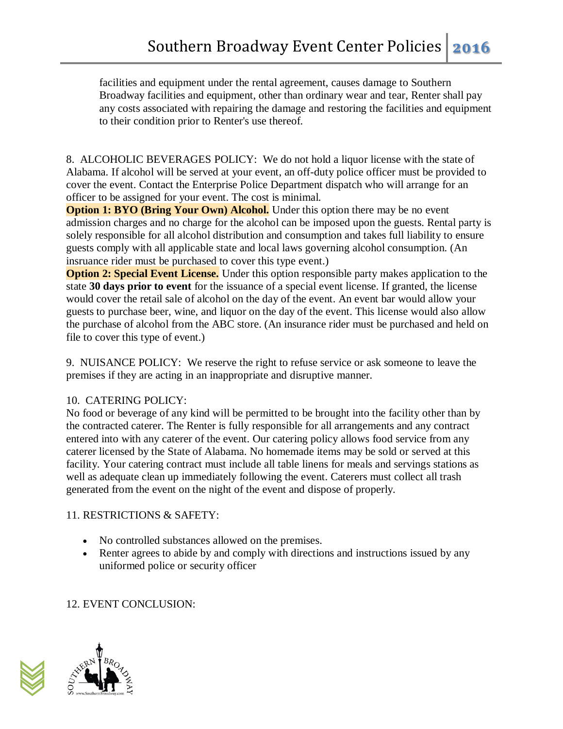facilities and equipment under the rental agreement, causes damage to Southern Broadway facilities and equipment, other than ordinary wear and tear, Renter shall pay any costs associated with repairing the damage and restoring the facilities and equipment to their condition prior to Renter's use thereof.

8. ALCOHOLIC BEVERAGES POLICY: We do not hold a liquor license with the state of Alabama. If alcohol will be served at your event, an off-duty police officer must be provided to cover the event. Contact the Enterprise Police Department dispatch who will arrange for an officer to be assigned for your event. The cost is minimal.

**Option 1: BYO (Bring Your Own) Alcohol.** Under this option there may be no event admission charges and no charge for the alcohol can be imposed upon the guests. Rental party is solely responsible for all alcohol distribution and consumption and takes full liability to ensure guests comply with all applicable state and local laws governing alcohol consumption. (An insruance rider must be purchased to cover this type event.)

**Option 2: Special Event License.** Under this option responsible party makes application to the state **30 days prior to event** for the issuance of a special event license. If granted, the license would cover the retail sale of alcohol on the day of the event. An event bar would allow your guests to purchase beer, wine, and liquor on the day of the event. This license would also allow the purchase of alcohol from the ABC store. (An insurance rider must be purchased and held on file to cover this type of event.)

9. NUISANCE POLICY: We reserve the right to refuse service or ask someone to leave the premises if they are acting in an inappropriate and disruptive manner.

10. CATERING POLICY:

No food or beverage of any kind will be permitted to be brought into the facility other than by the contracted caterer. The Renter is fully responsible for all arrangements and any contract entered into with any caterer of the event. Our catering policy allows food service from any caterer licensed by the State of Alabama. No homemade items may be sold or served at this facility. Your catering contract must include all table linens for meals and servings stations as well as adequate clean up immediately following the event. Caterers must collect all trash generated from the event on the night of the event and dispose of properly.

11. RESTRICTIONS & SAFETY:

- No controlled substances allowed on the premises.
- Renter agrees to abide by and comply with directions and instructions issued by any uniformed police or security officer

12. EVENT CONCLUSION: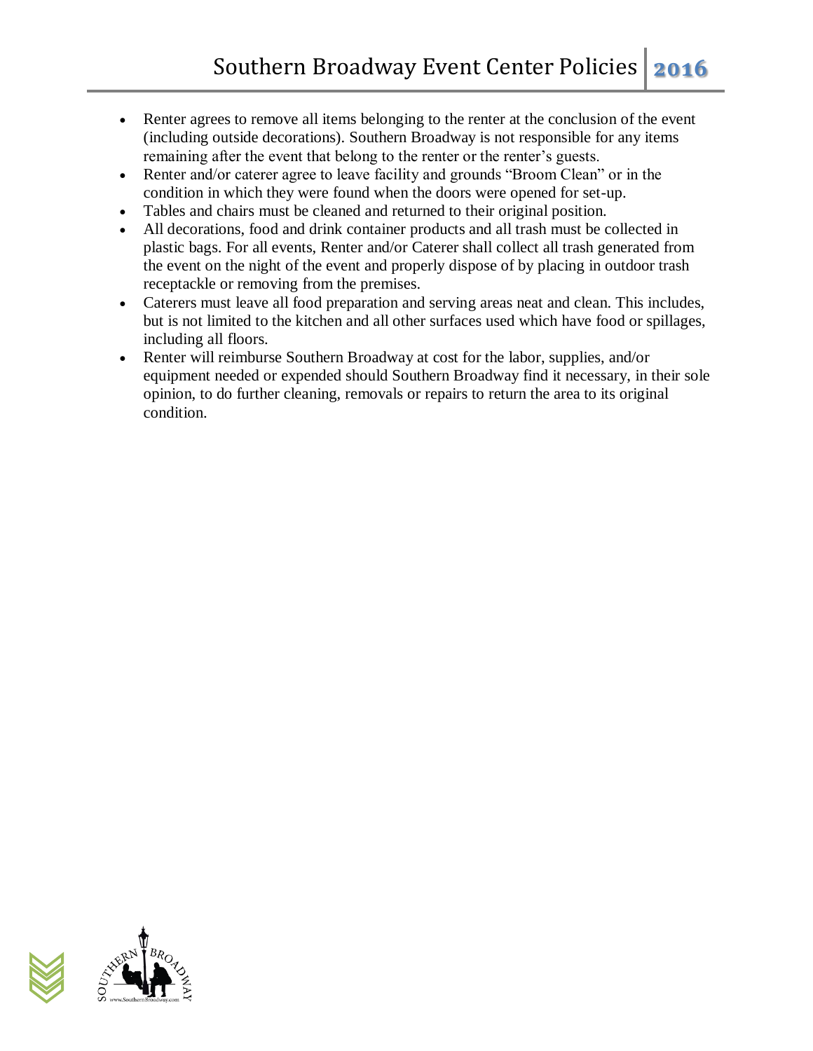- Renter agrees to remove all items belonging to the renter at the conclusion of the event (including outside decorations). Southern Broadway is not responsible for any items remaining after the event that belong to the renter or the renter's guests.
- Renter and/or caterer agree to leave facility and grounds "Broom Clean" or in the condition in which they were found when the doors were opened for set-up.
- Tables and chairs must be cleaned and returned to their original position.
- All decorations, food and drink container products and all trash must be collected in plastic bags. For all events, Renter and/or Caterer shall collect all trash generated from the event on the night of the event and properly dispose of by placing in outdoor trash receptackle or removing from the premises.
- Caterers must leave all food preparation and serving areas neat and clean. This includes, but is not limited to the kitchen and all other surfaces used which have food or spillages, including all floors.
- Renter will reimburse Southern Broadway at cost for the labor, supplies, and/or equipment needed or expended should Southern Broadway find it necessary, in their sole opinion, to do further cleaning, removals or repairs to return the area to its original condition.